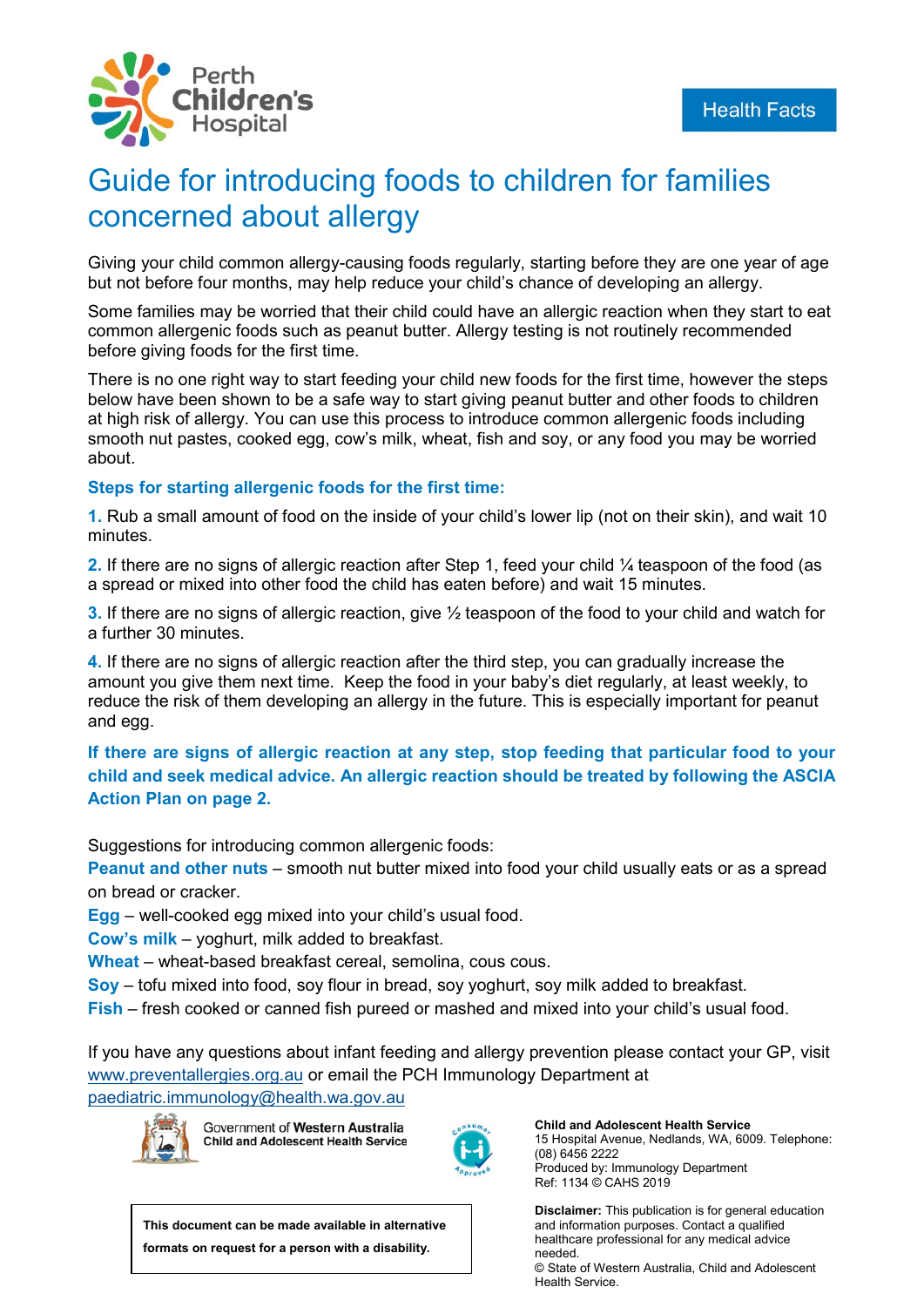Perth Children's Hospital

Health Facts

# Guide for introducing foods to children for families concerned about allergy

Giving your child common allergy-causing foods regularly, starting before they are one year of age but not before four months, may help reduce your child's chance of developing an allergy.

Some families may be worried that their child could have an allergic reaction when they start to eat common allergenic foods such as peanut butter. Allergy testing is not routinely recommended before giving foods for the first time.

There is no one right way to start feeding your child new foods for the first time, however the steps below have been shown to be a safe way to start giving peanut butter and other foods to children at high risk of allergy. You can use this process to introduce common allergenic foods including smooth nut pastes, cooked egg, cow's milk, wheat, fish and soy, or any food you may be worried about.

## Steps for starting allergenic foods for the first time:

**1.** Rub a small amount of food on the inside of your child's lower lip (not on their skin), and wait 10 minutes.

**2.** If there are no signs of allergic reaction after Step 1, feed your child ¼ teaspoon of the food (as a spread or mixed into other food the child has eaten before) and wait 15 minutes.

**3.** If there are no signs of allergic reaction, give ½ teaspoon of the food to your child and watch for a further 30 minutes.

**4.** If there are no signs of allergic reaction after the third step, you can gradually increase the amount you give them next time. Keep the food in your baby's diet regularly, at least weekly, to reduce the risk of them developing an allergy in the future. This is especially important for peanut and egg.

**If there are signs of allergic reaction at any step, stop feeding that particular food to your child and seek medical advice. An allergic reaction should be treated by following the ASCIA Action Plan on page 2.**

Suggestions for introducing common allergenic foods:

**Peanut and other nuts** – smooth nut butter mixed into food your child usually eats or as a spread on bread or cracker.
**Egg** – well-cooked egg mixed into your child's usual food.
**Cow's milk** – yoghurt, milk added to breakfast.
**Wheat** – wheat-based breakfast cereal, semolina, cous cous.
**Soy** – tofu mixed into food, soy flour in bread, soy yoghurt, soy milk added to breakfast.
**Fish** – fresh cooked or canned fish pureed or mashed and mixed into your child's usual food.

If you have any questions about infant feeding and allergy prevention please contact your GP, visit www.preventallergies.org.au or email the PCH Immunology Department at paediatric.immunology@health.wa.gov.au

Government of Western Australia
Child and Adolescent Health Service

**Child and Adolescent Health Service**
15 Hospital Avenue, Nedlands, WA, 6009. Telephone: (08) 6456 2222
Produced by: Immunology Department
Ref: 1134 © CAHS 2019

**This document can be made available in alternative formats on request for a person with a disability.**

**Disclaimer:** This publication is for general education and information purposes. Contact a qualified healthcare professional for any medical advice needed.
© State of Western Australia, Child and Adolescent Health Service.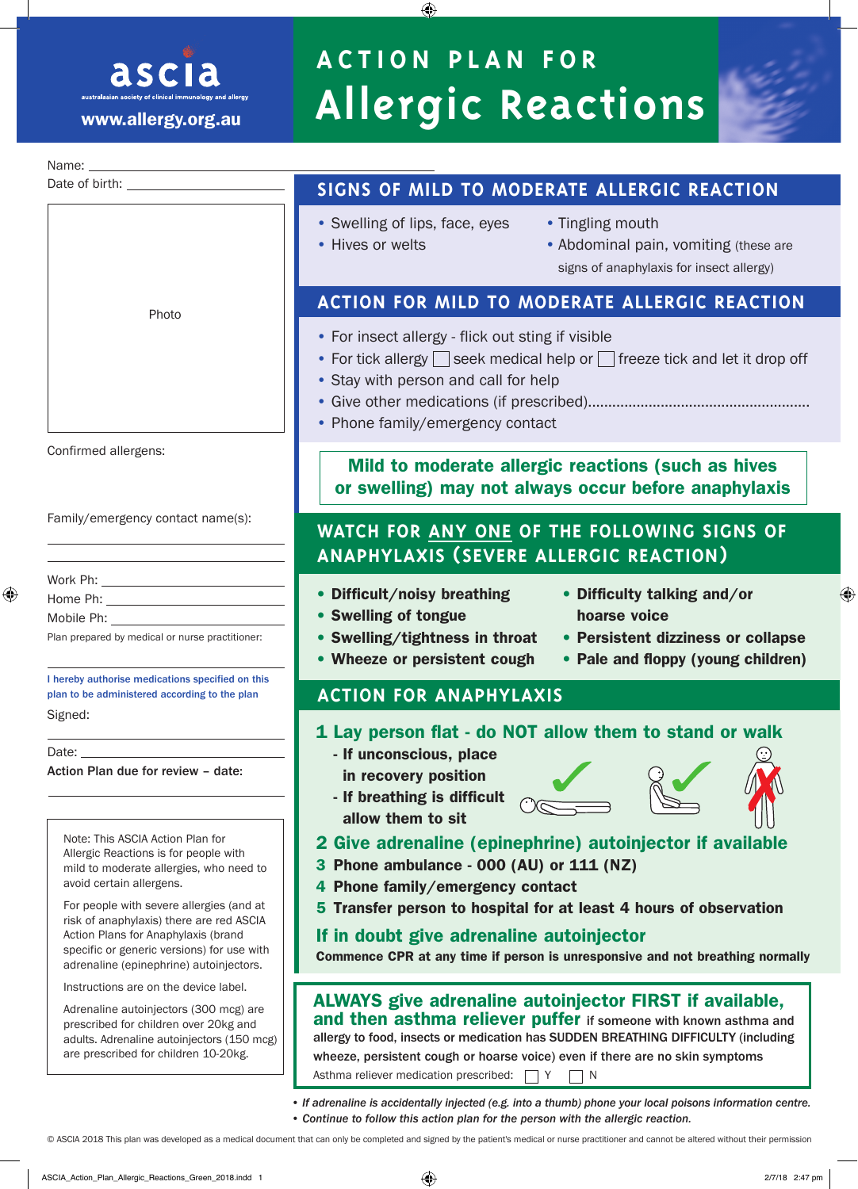ascia

australasian society of clinical immunology and allergy

www.allergy.org.au

# ACTION PLAN FOR Allergic Reactions

Name: ______________________

Date of birth: ______________________

Photo

Confirmed allergens:

Family/emergency contact name(s):

Work Ph: ______________________

Home Ph: ______________________

Mobile Ph: ______________________

Plan prepared by medical or nurse practitioner:

I hereby authorise medications specified on this plan to be administered according to the plan

Signed:

Date: ______________________

**Action Plan due for review – date:**

Note: This ASCIA Action Plan for Allergic Reactions is for people with mild to moderate allergies, who need to avoid certain allergens.

For people with severe allergies (and at risk of anaphylaxis) there are red ASCIA Action Plans for Anaphylaxis (brand specific or generic versions) for use with adrenaline (epinephrine) autoinjectors.

Instructions are on the device label.

Adrenaline autoinjectors (300 mcg) are prescribed for children over 20kg and adults. Adrenaline autoinjectors (150 mcg) are prescribed for children 10-20kg.

## SIGNS OF MILD TO MODERATE ALLERGIC REACTION

- Swelling of lips, face, eyes
- Hives or welts
- Tingling mouth
- Abdominal pain, vomiting (these are signs of anaphylaxis for insect allergy)

## ACTION FOR MILD TO MODERATE ALLERGIC REACTION

- For insect allergy - flick out sting if visible
- For tick allergy ☐ seek medical help or ☐ freeze tick and let it drop off
- Stay with person and call for help
- Give other medications (if prescribed)....................................................
- Phone family/emergency contact

**Mild to moderate allergic reactions (such as hives or swelling) may not always occur before anaphylaxis**

## WATCH FOR ANY ONE OF THE FOLLOWING SIGNS OF ANAPHYLAXIS (SEVERE ALLERGIC REACTION)

- **Difficult/noisy breathing**
- **Swelling of tongue**
- **Swelling/tightness in throat**
- **Wheeze or persistent cough**
- **Difficulty talking and/or hoarse voice**
- **Persistent dizziness or collapse**
- **Pale and floppy (young children)**

## ACTION FOR ANAPHYLAXIS

**1 Lay person flat - do NOT allow them to stand or walk**
- **If unconscious, place in recovery position**
- **If breathing is difficult allow them to sit**

**2 Give adrenaline (epinephrine) autoinjector if available**

**3 Phone ambulance - 000 (AU) or 111 (NZ)**

**4 Phone family/emergency contact**

**5 Transfer person to hospital for at least 4 hours of observation**

**If in doubt give adrenaline autoinjector**

**Commence CPR at any time if person is unresponsive and not breathing normally**

**ALWAYS give adrenaline autoinjector FIRST if available, and then asthma reliever puffer** if someone with known asthma and allergy to food, insects or medication has SUDDEN BREATHING DIFFICULTY (including wheeze, persistent cough or hoarse voice) even if there are no skin symptoms

Asthma reliever medication prescribed: ☐ Y ☐ N

- *If adrenaline is accidentally injected (e.g. into a thumb) phone your local poisons information centre.*
- *Continue to follow this action plan for the person with the allergic reaction.*

© ASCIA 2018 This plan was developed as a medical document that can only be completed and signed by the patient's medical or nurse practitioner and cannot be altered without their permission